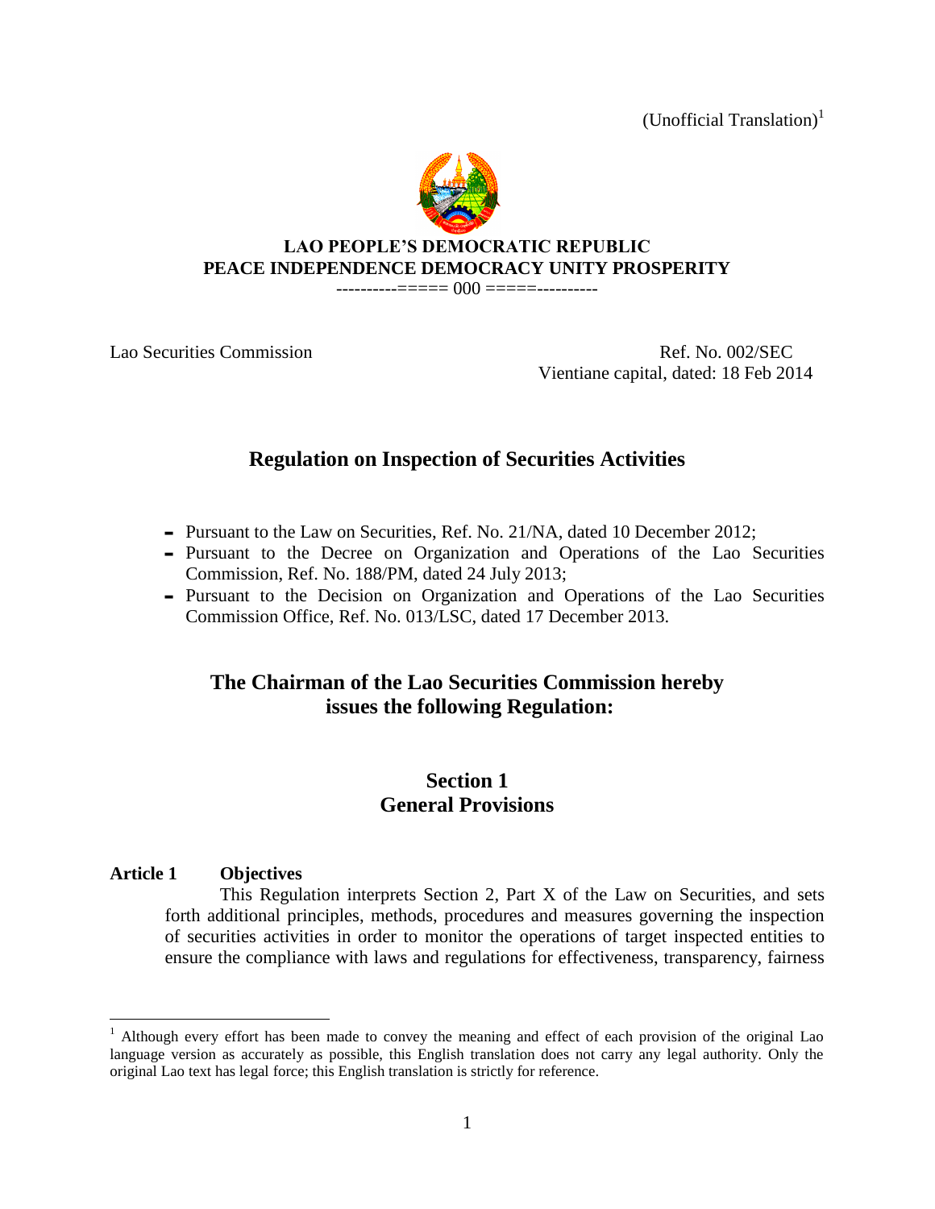(Unofficial Translation)[1]

**LAO PEOPLE'S DEMOCRATIC REPUBLIC**
**PEACE INDEPENDENCE DEMOCRACY UNITY PROSPERITY**

---------===== 000 =====----------

Lao Securities Commission — Ref. No. 002/SEC
Vientiane capital, dated: 18 Feb 2014

# Regulation on Inspection of Securities Activities

- Pursuant to the Law on Securities, Ref. No. 21/NA, dated 10 December 2012;
- Pursuant to the Decree on Organization and Operations of the Lao Securities Commission, Ref. No. 188/PM, dated 24 July 2013;
- Pursuant to the Decision on Organization and Operations of the Lao Securities Commission Office, Ref. No. 013/LSC, dated 17 December 2013.

## The Chairman of the Lao Securities Commission hereby issues the following Regulation:

## Section 1
## General Provisions

### Article 1 Objectives

This Regulation interprets Section 2, Part X of the Law on Securities, and sets forth additional principles, methods, procedures and measures governing the inspection of securities activities in order to monitor the operations of target inspected entities to ensure the compliance with laws and regulations for effectiveness, transparency, fairness

---

[1] Although every effort has been made to convey the meaning and effect of each provision of the original Lao language version as accurately as possible, this English translation does not carry any legal authority. Only the original Lao text has legal force; this English translation is strictly for reference.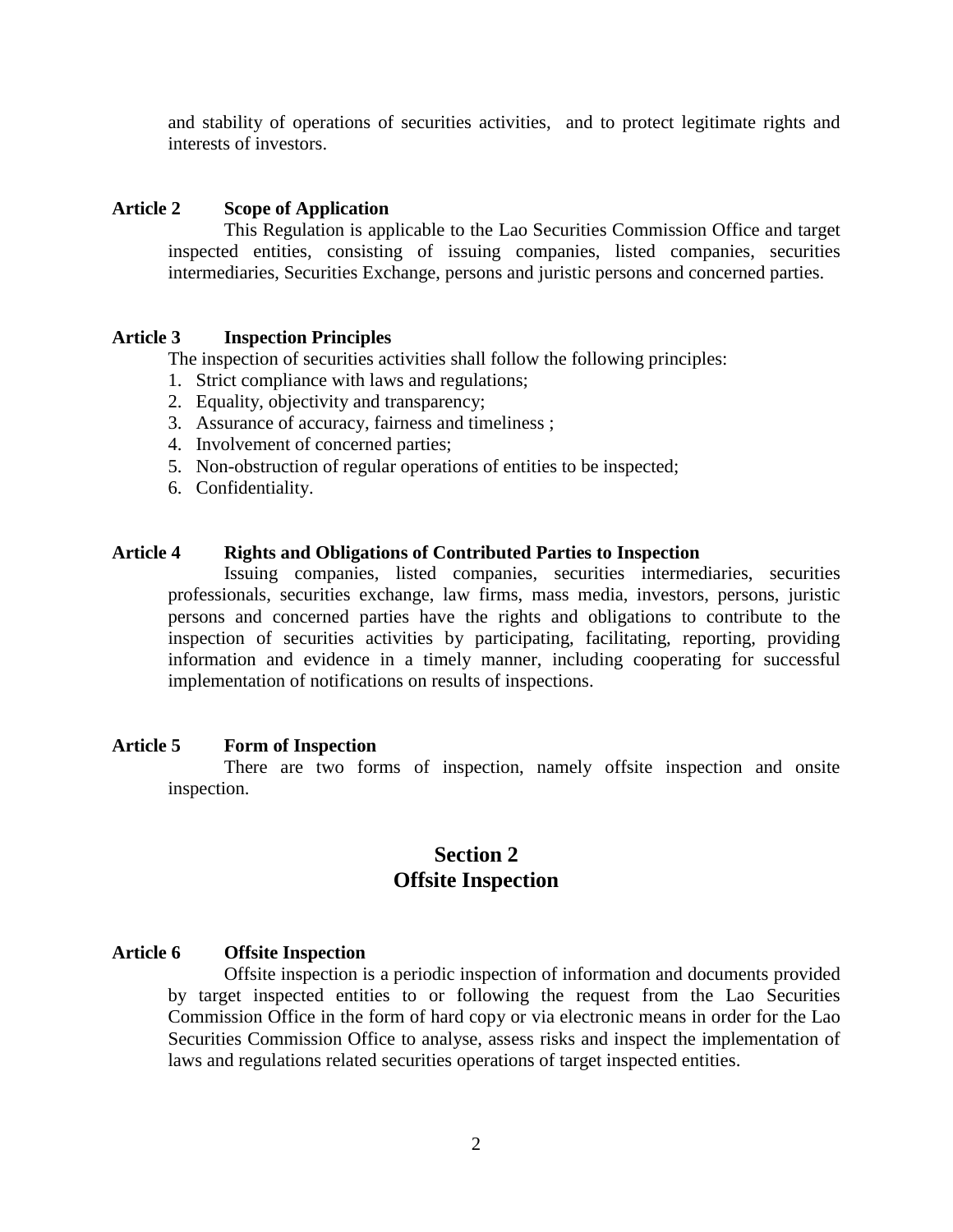and stability of operations of securities activities, and to protect legitimate rights and interests of investors.

**Article 2 Scope of Application**

This Regulation is applicable to the Lao Securities Commission Office and target inspected entities, consisting of issuing companies, listed companies, securities intermediaries, Securities Exchange, persons and juristic persons and concerned parties.

**Article 3 Inspection Principles**

The inspection of securities activities shall follow the following principles:

1. Strict compliance with laws and regulations;
2. Equality, objectivity and transparency;
3. Assurance of accuracy, fairness and timeliness ;
4. Involvement of concerned parties;
5. Non-obstruction of regular operations of entities to be inspected;
6. Confidentiality.

**Article 4 Rights and Obligations of Contributed Parties to Inspection**

Issuing companies, listed companies, securities intermediaries, securities professionals, securities exchange, law firms, mass media, investors, persons, juristic persons and concerned parties have the rights and obligations to contribute to the inspection of securities activities by participating, facilitating, reporting, providing information and evidence in a timely manner, including cooperating for successful implementation of notifications on results of inspections.

**Article 5 Form of Inspection**

There are two forms of inspection, namely offsite inspection and onsite inspection.

## Section 2
## Offsite Inspection

**Article 6 Offsite Inspection**

Offsite inspection is a periodic inspection of information and documents provided by target inspected entities to or following the request from the Lao Securities Commission Office in the form of hard copy or via electronic means in order for the Lao Securities Commission Office to analyse, assess risks and inspect the implementation of laws and regulations related securities operations of target inspected entities.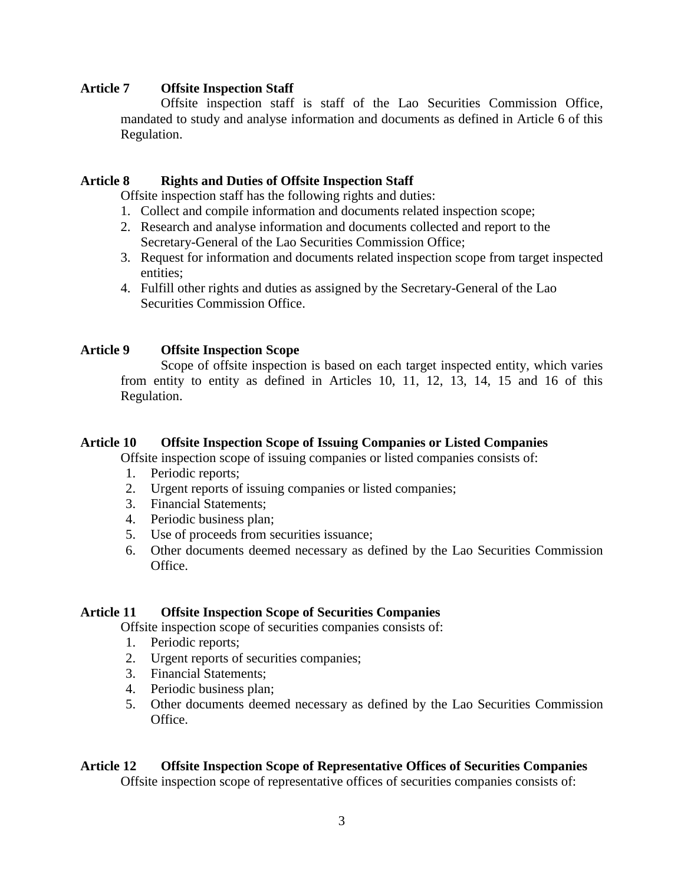**Article 7 Offsite Inspection Staff**

Offsite inspection staff is staff of the Lao Securities Commission Office, mandated to study and analyse information and documents as defined in Article 6 of this Regulation.

**Article 8 Rights and Duties of Offsite Inspection Staff**

Offsite inspection staff has the following rights and duties:

1. Collect and compile information and documents related inspection scope;
2. Research and analyse information and documents collected and report to the Secretary-General of the Lao Securities Commission Office;
3. Request for information and documents related inspection scope from target inspected entities;
4. Fulfill other rights and duties as assigned by the Secretary-General of the Lao Securities Commission Office.

**Article 9 Offsite Inspection Scope**

Scope of offsite inspection is based on each target inspected entity, which varies from entity to entity as defined in Articles 10, 11, 12, 13, 14, 15 and 16 of this Regulation.

**Article 10 Offsite Inspection Scope of Issuing Companies or Listed Companies**

Offsite inspection scope of issuing companies or listed companies consists of:

1. Periodic reports;
2. Urgent reports of issuing companies or listed companies;
3. Financial Statements;
4. Periodic business plan;
5. Use of proceeds from securities issuance;
6. Other documents deemed necessary as defined by the Lao Securities Commission Office.

**Article 11 Offsite Inspection Scope of Securities Companies**

Offsite inspection scope of securities companies consists of:

1. Periodic reports;
2. Urgent reports of securities companies;
3. Financial Statements;
4. Periodic business plan;
5. Other documents deemed necessary as defined by the Lao Securities Commission Office.

**Article 12 Offsite Inspection Scope of Representative Offices of Securities Companies**

Offsite inspection scope of representative offices of securities companies consists of: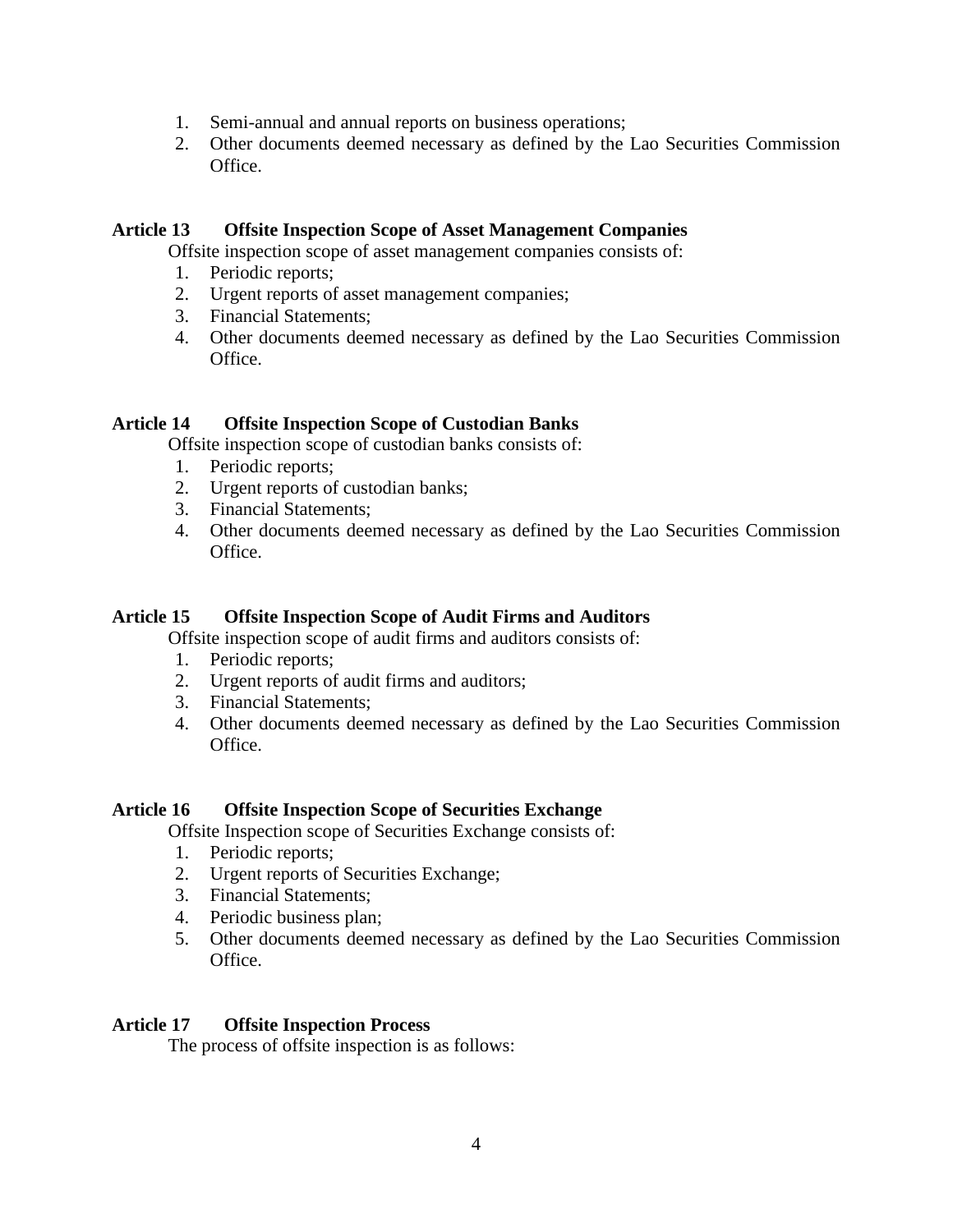1. Semi-annual and annual reports on business operations;
2. Other documents deemed necessary as defined by the Lao Securities Commission Office.

**Article 13 Offsite Inspection Scope of Asset Management Companies**

Offsite inspection scope of asset management companies consists of:

1. Periodic reports;
2. Urgent reports of asset management companies;
3. Financial Statements;
4. Other documents deemed necessary as defined by the Lao Securities Commission Office.

**Article 14 Offsite Inspection Scope of Custodian Banks**

Offsite inspection scope of custodian banks consists of:

1. Periodic reports;
2. Urgent reports of custodian banks;
3. Financial Statements;
4. Other documents deemed necessary as defined by the Lao Securities Commission Office.

**Article 15 Offsite Inspection Scope of Audit Firms and Auditors**

Offsite inspection scope of audit firms and auditors consists of:

1. Periodic reports;
2. Urgent reports of audit firms and auditors;
3. Financial Statements;
4. Other documents deemed necessary as defined by the Lao Securities Commission Office.

**Article 16 Offsite Inspection Scope of Securities Exchange**

Offsite Inspection scope of Securities Exchange consists of:

1. Periodic reports;
2. Urgent reports of Securities Exchange;
3. Financial Statements;
4. Periodic business plan;
5. Other documents deemed necessary as defined by the Lao Securities Commission Office.

**Article 17 Offsite Inspection Process**

The process of offsite inspection is as follows: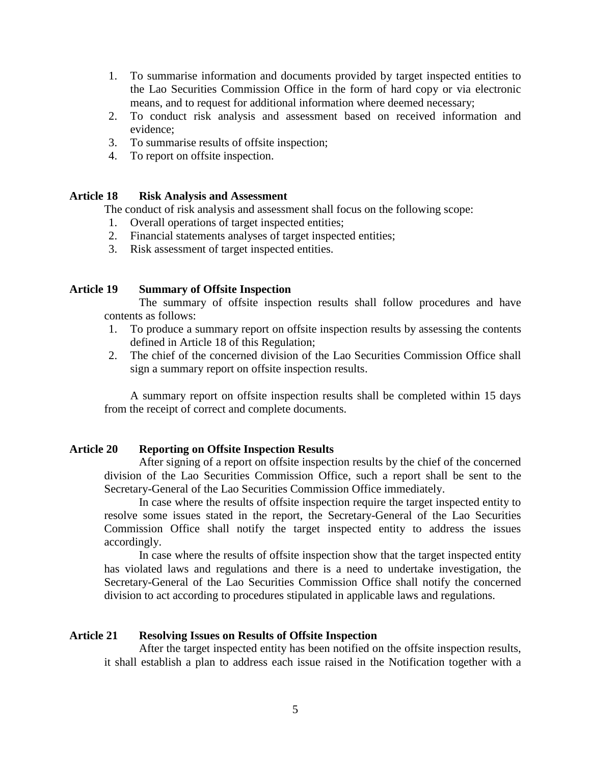1. To summarise information and documents provided by target inspected entities to the Lao Securities Commission Office in the form of hard copy or via electronic means, and to request for additional information where deemed necessary;
2. To conduct risk analysis and assessment based on received information and evidence;
3. To summarise results of offsite inspection;
4. To report on offsite inspection.

**Article 18 Risk Analysis and Assessment**

The conduct of risk analysis and assessment shall focus on the following scope:

1. Overall operations of target inspected entities;
2. Financial statements analyses of target inspected entities;
3. Risk assessment of target inspected entities.

**Article 19 Summary of Offsite Inspection**

The summary of offsite inspection results shall follow procedures and have contents as follows:

1. To produce a summary report on offsite inspection results by assessing the contents defined in Article 18 of this Regulation;
2. The chief of the concerned division of the Lao Securities Commission Office shall sign a summary report on offsite inspection results.

A summary report on offsite inspection results shall be completed within 15 days from the receipt of correct and complete documents.

**Article 20 Reporting on Offsite Inspection Results**

After signing of a report on offsite inspection results by the chief of the concerned division of the Lao Securities Commission Office, such a report shall be sent to the Secretary-General of the Lao Securities Commission Office immediately.

In case where the results of offsite inspection require the target inspected entity to resolve some issues stated in the report, the Secretary-General of the Lao Securities Commission Office shall notify the target inspected entity to address the issues accordingly.

In case where the results of offsite inspection show that the target inspected entity has violated laws and regulations and there is a need to undertake investigation, the Secretary-General of the Lao Securities Commission Office shall notify the concerned division to act according to procedures stipulated in applicable laws and regulations.

**Article 21 Resolving Issues on Results of Offsite Inspection**

After the target inspected entity has been notified on the offsite inspection results, it shall establish a plan to address each issue raised in the Notification together with a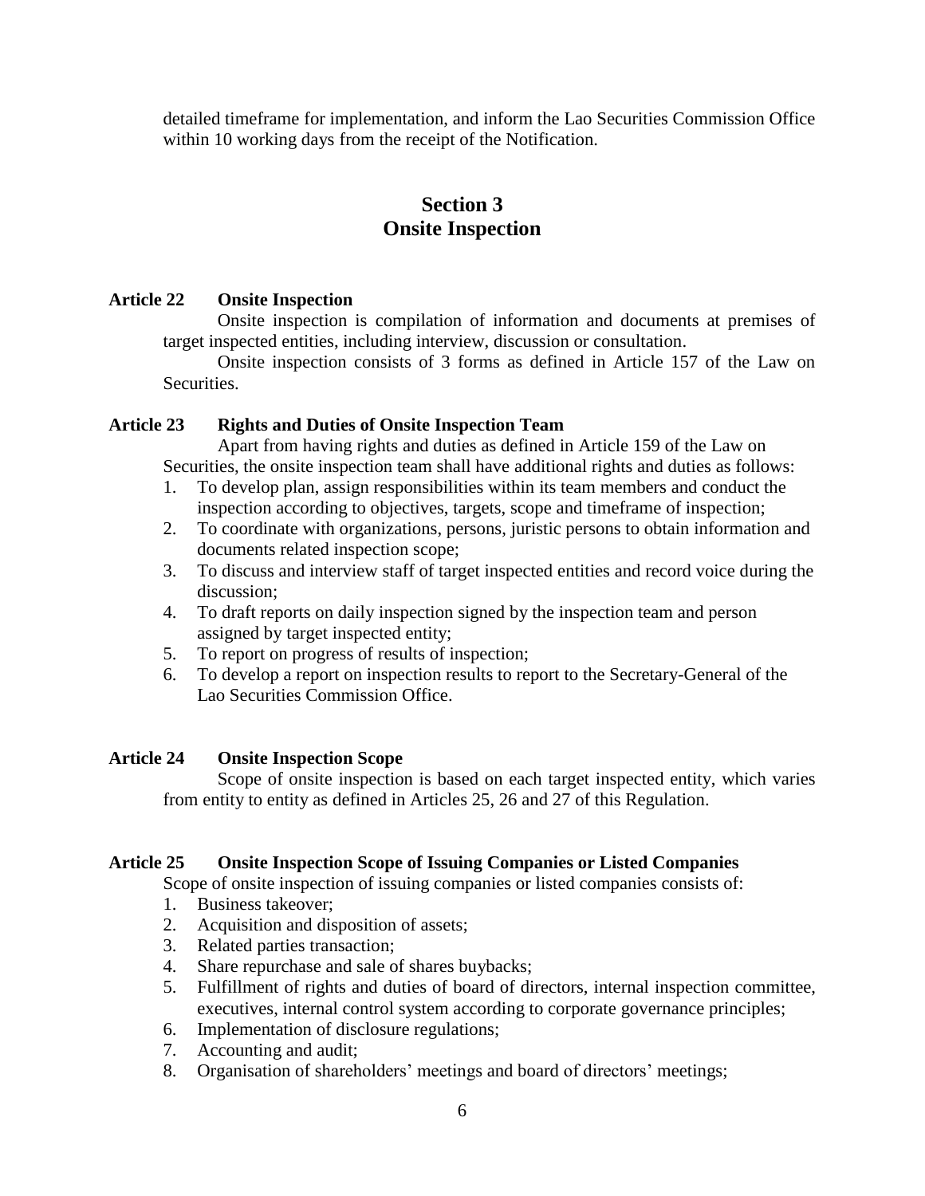detailed timeframe for implementation, and inform the Lao Securities Commission Office within 10 working days from the receipt of the Notification.

## Section 3
## Onsite Inspection

**Article 22 Onsite Inspection**

Onsite inspection is compilation of information and documents at premises of target inspected entities, including interview, discussion or consultation.

Onsite inspection consists of 3 forms as defined in Article 157 of the Law on Securities.

**Article 23 Rights and Duties of Onsite Inspection Team**

Apart from having rights and duties as defined in Article 159 of the Law on Securities, the onsite inspection team shall have additional rights and duties as follows:

1. To develop plan, assign responsibilities within its team members and conduct the inspection according to objectives, targets, scope and timeframe of inspection;
2. To coordinate with organizations, persons, juristic persons to obtain information and documents related inspection scope;
3. To discuss and interview staff of target inspected entities and record voice during the discussion;
4. To draft reports on daily inspection signed by the inspection team and person assigned by target inspected entity;
5. To report on progress of results of inspection;
6. To develop a report on inspection results to report to the Secretary-General of the Lao Securities Commission Office.

**Article 24 Onsite Inspection Scope**

Scope of onsite inspection is based on each target inspected entity, which varies from entity to entity as defined in Articles 25, 26 and 27 of this Regulation.

**Article 25 Onsite Inspection Scope of Issuing Companies or Listed Companies**

Scope of onsite inspection of issuing companies or listed companies consists of:

1. Business takeover;
2. Acquisition and disposition of assets;
3. Related parties transaction;
4. Share repurchase and sale of shares buybacks;
5. Fulfillment of rights and duties of board of directors, internal inspection committee, executives, internal control system according to corporate governance principles;
6. Implementation of disclosure regulations;
7. Accounting and audit;
8. Organisation of shareholders' meetings and board of directors' meetings;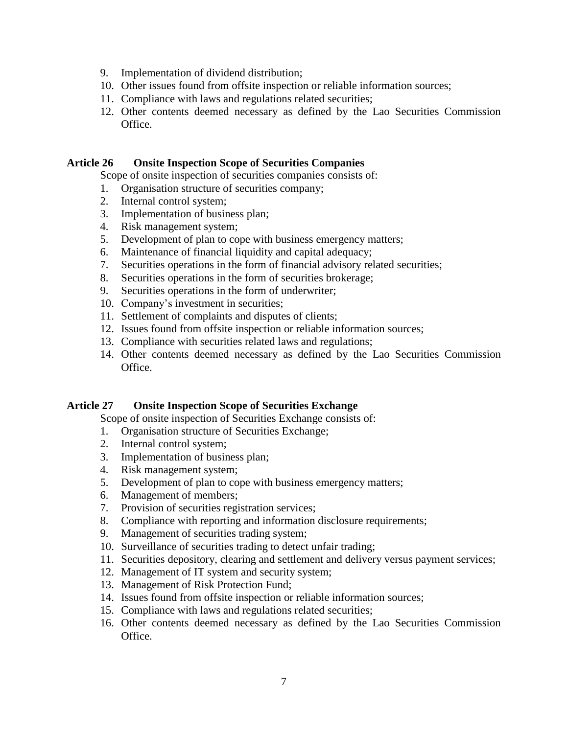9. Implementation of dividend distribution;
10. Other issues found from offsite inspection or reliable information sources;
11. Compliance with laws and regulations related securities;
12. Other contents deemed necessary as defined by the Lao Securities Commission Office.

### Article 26 Onsite Inspection Scope of Securities Companies

Scope of onsite inspection of securities companies consists of:

1. Organisation structure of securities company;
2. Internal control system;
3. Implementation of business plan;
4. Risk management system;
5. Development of plan to cope with business emergency matters;
6. Maintenance of financial liquidity and capital adequacy;
7. Securities operations in the form of financial advisory related securities;
8. Securities operations in the form of securities brokerage;
9. Securities operations in the form of underwriter;
10. Company's investment in securities;
11. Settlement of complaints and disputes of clients;
12. Issues found from offsite inspection or reliable information sources;
13. Compliance with securities related laws and regulations;
14. Other contents deemed necessary as defined by the Lao Securities Commission Office.

### Article 27 Onsite Inspection Scope of Securities Exchange

Scope of onsite inspection of Securities Exchange consists of:

1. Organisation structure of Securities Exchange;
2. Internal control system;
3. Implementation of business plan;
4. Risk management system;
5. Development of plan to cope with business emergency matters;
6. Management of members;
7. Provision of securities registration services;
8. Compliance with reporting and information disclosure requirements;
9. Management of securities trading system;
10. Surveillance of securities trading to detect unfair trading;
11. Securities depository, clearing and settlement and delivery versus payment services;
12. Management of IT system and security system;
13. Management of Risk Protection Fund;
14. Issues found from offsite inspection or reliable information sources;
15. Compliance with laws and regulations related securities;
16. Other contents deemed necessary as defined by the Lao Securities Commission Office.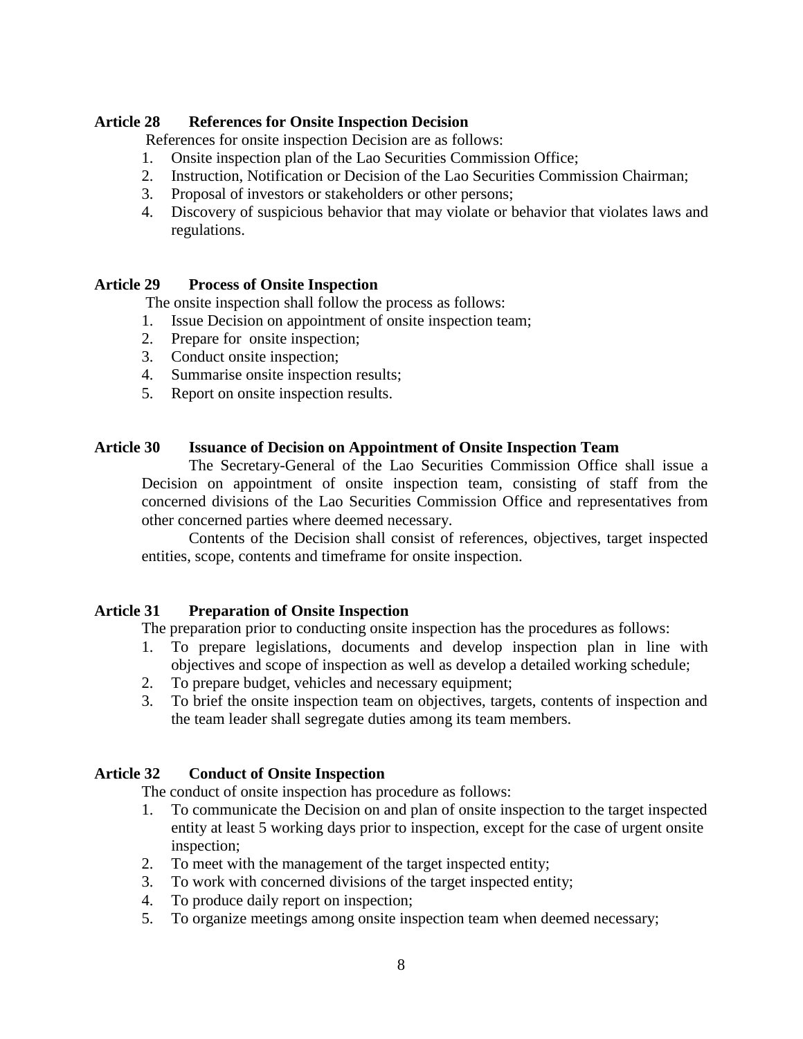### Article 28 References for Onsite Inspection Decision

References for onsite inspection Decision are as follows:

1. Onsite inspection plan of the Lao Securities Commission Office;
2. Instruction, Notification or Decision of the Lao Securities Commission Chairman;
3. Proposal of investors or stakeholders or other persons;
4. Discovery of suspicious behavior that may violate or behavior that violates laws and regulations.

### Article 29 Process of Onsite Inspection

The onsite inspection shall follow the process as follows:

1. Issue Decision on appointment of onsite inspection team;
2. Prepare for onsite inspection;
3. Conduct onsite inspection;
4. Summarise onsite inspection results;
5. Report on onsite inspection results.

### Article 30 Issuance of Decision on Appointment of Onsite Inspection Team

The Secretary-General of the Lao Securities Commission Office shall issue a Decision on appointment of onsite inspection team, consisting of staff from the concerned divisions of the Lao Securities Commission Office and representatives from other concerned parties where deemed necessary.

Contents of the Decision shall consist of references, objectives, target inspected entities, scope, contents and timeframe for onsite inspection.

### Article 31 Preparation of Onsite Inspection

The preparation prior to conducting onsite inspection has the procedures as follows:

1. To prepare legislations, documents and develop inspection plan in line with objectives and scope of inspection as well as develop a detailed working schedule;
2. To prepare budget, vehicles and necessary equipment;
3. To brief the onsite inspection team on objectives, targets, contents of inspection and the team leader shall segregate duties among its team members.

### Article 32 Conduct of Onsite Inspection

The conduct of onsite inspection has procedure as follows:

1. To communicate the Decision on and plan of onsite inspection to the target inspected entity at least 5 working days prior to inspection, except for the case of urgent onsite inspection;
2. To meet with the management of the target inspected entity;
3. To work with concerned divisions of the target inspected entity;
4. To produce daily report on inspection;
5. To organize meetings among onsite inspection team when deemed necessary;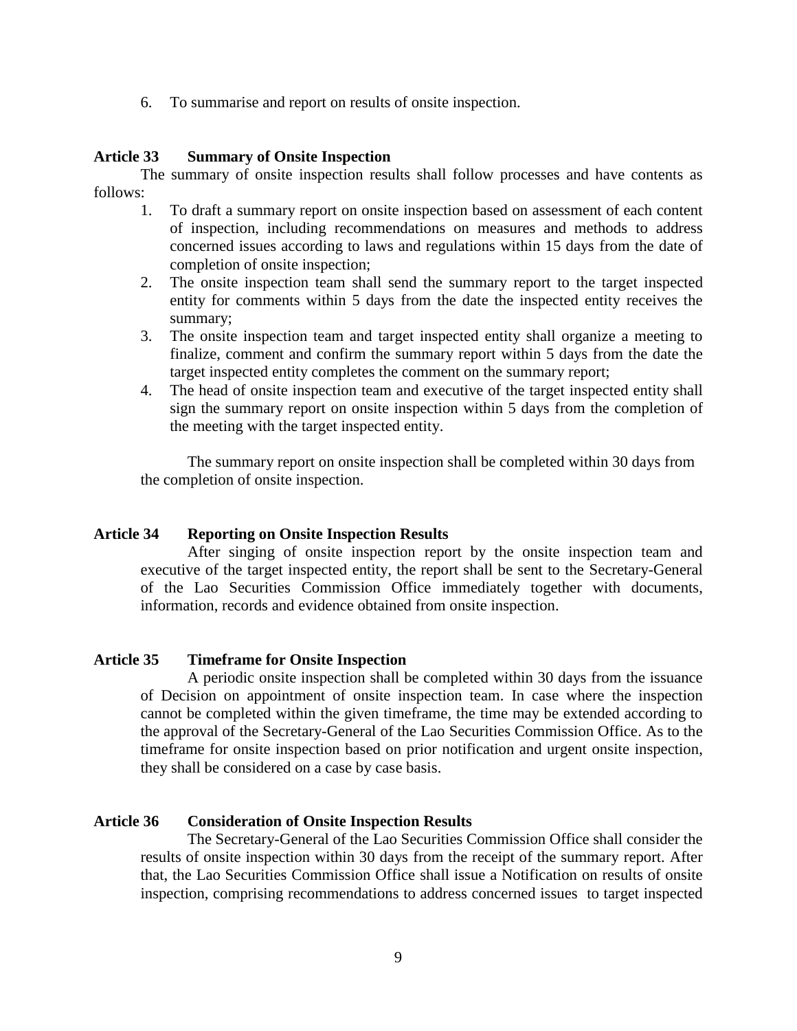6. To summarise and report on results of onsite inspection.

### Article 33 Summary of Onsite Inspection

The summary of onsite inspection results shall follow processes and have contents as follows:

1. To draft a summary report on onsite inspection based on assessment of each content of inspection, including recommendations on measures and methods to address concerned issues according to laws and regulations within 15 days from the date of completion of onsite inspection;
2. The onsite inspection team shall send the summary report to the target inspected entity for comments within 5 days from the date the inspected entity receives the summary;
3. The onsite inspection team and target inspected entity shall organize a meeting to finalize, comment and confirm the summary report within 5 days from the date the target inspected entity completes the comment on the summary report;
4. The head of onsite inspection team and executive of the target inspected entity shall sign the summary report on onsite inspection within 5 days from the completion of the meeting with the target inspected entity.

The summary report on onsite inspection shall be completed within 30 days from the completion of onsite inspection.

### Article 34 Reporting on Onsite Inspection Results

After singing of onsite inspection report by the onsite inspection team and executive of the target inspected entity, the report shall be sent to the Secretary-General of the Lao Securities Commission Office immediately together with documents, information, records and evidence obtained from onsite inspection.

### Article 35 Timeframe for Onsite Inspection

A periodic onsite inspection shall be completed within 30 days from the issuance of Decision on appointment of onsite inspection team. In case where the inspection cannot be completed within the given timeframe, the time may be extended according to the approval of the Secretary-General of the Lao Securities Commission Office. As to the timeframe for onsite inspection based on prior notification and urgent onsite inspection, they shall be considered on a case by case basis.

### Article 36 Consideration of Onsite Inspection Results

The Secretary-General of the Lao Securities Commission Office shall consider the results of onsite inspection within 30 days from the receipt of the summary report. After that, the Lao Securities Commission Office shall issue a Notification on results of onsite inspection, comprising recommendations to address concerned issues to target inspected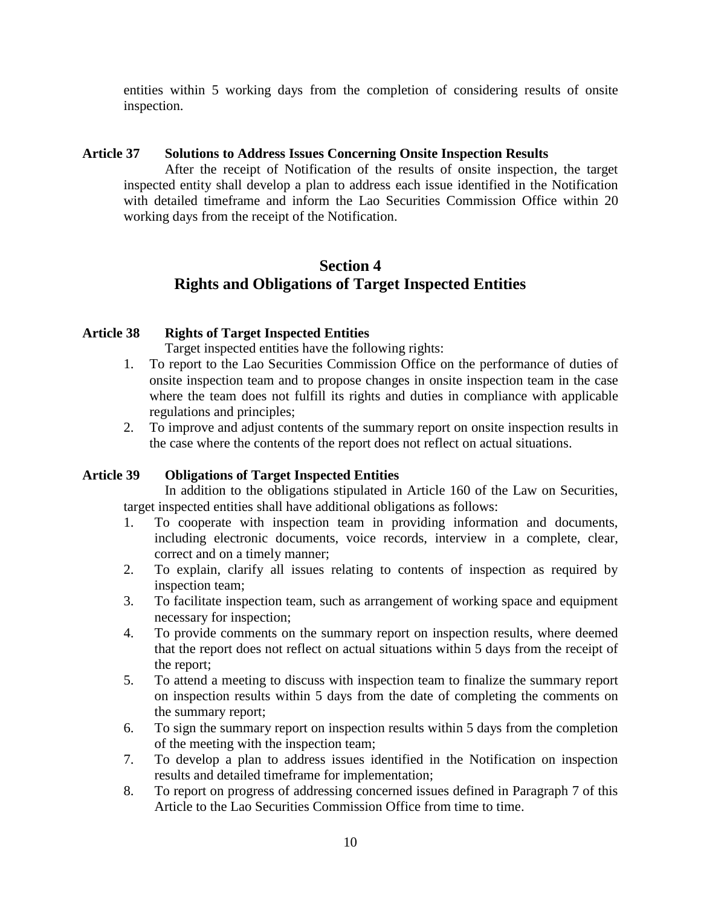entities within 5 working days from the completion of considering results of onsite inspection.

**Article 37 Solutions to Address Issues Concerning Onsite Inspection Results**

After the receipt of Notification of the results of onsite inspection, the target inspected entity shall develop a plan to address each issue identified in the Notification with detailed timeframe and inform the Lao Securities Commission Office within 20 working days from the receipt of the Notification.

## Section 4
## Rights and Obligations of Target Inspected Entities

**Article 38 Rights of Target Inspected Entities**

Target inspected entities have the following rights:

1. To report to the Lao Securities Commission Office on the performance of duties of onsite inspection team and to propose changes in onsite inspection team in the case where the team does not fulfill its rights and duties in compliance with applicable regulations and principles;
2. To improve and adjust contents of the summary report on onsite inspection results in the case where the contents of the report does not reflect on actual situations.

**Article 39 Obligations of Target Inspected Entities**

In addition to the obligations stipulated in Article 160 of the Law on Securities, target inspected entities shall have additional obligations as follows:

1. To cooperate with inspection team in providing information and documents, including electronic documents, voice records, interview in a complete, clear, correct and on a timely manner;
2. To explain, clarify all issues relating to contents of inspection as required by inspection team;
3. To facilitate inspection team, such as arrangement of working space and equipment necessary for inspection;
4. To provide comments on the summary report on inspection results, where deemed that the report does not reflect on actual situations within 5 days from the receipt of the report;
5. To attend a meeting to discuss with inspection team to finalize the summary report on inspection results within 5 days from the date of completing the comments on the summary report;
6. To sign the summary report on inspection results within 5 days from the completion of the meeting with the inspection team;
7. To develop a plan to address issues identified in the Notification on inspection results and detailed timeframe for implementation;
8. To report on progress of addressing concerned issues defined in Paragraph 7 of this Article to the Lao Securities Commission Office from time to time.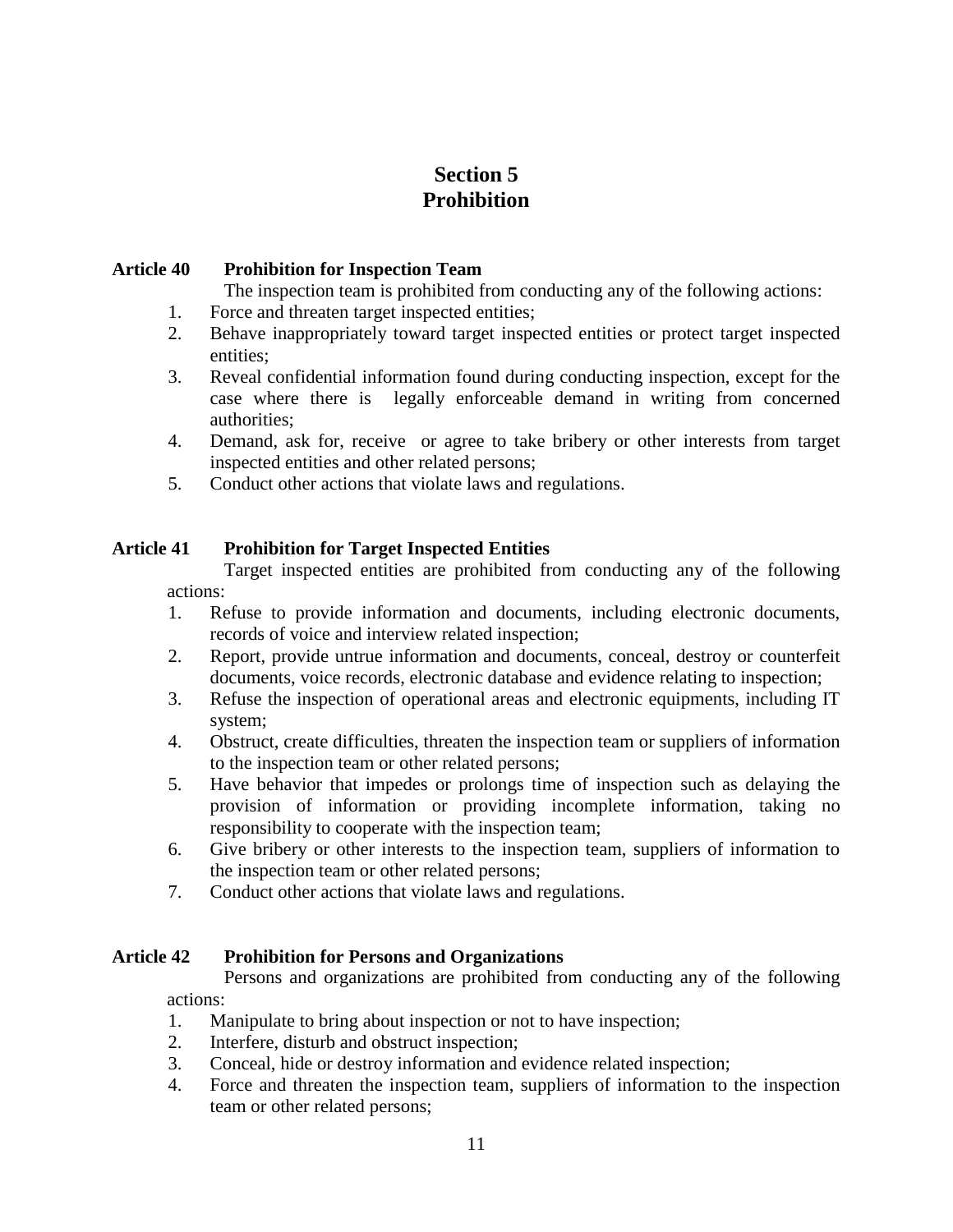# Section 5
# Prohibition

**Article 40 Prohibition for Inspection Team**

The inspection team is prohibited from conducting any of the following actions:

1. Force and threaten target inspected entities;
2. Behave inappropriately toward target inspected entities or protect target inspected entities;
3. Reveal confidential information found during conducting inspection, except for the case where there is legally enforceable demand in writing from concerned authorities;
4. Demand, ask for, receive or agree to take bribery or other interests from target inspected entities and other related persons;
5. Conduct other actions that violate laws and regulations.

**Article 41 Prohibition for Target Inspected Entities**

Target inspected entities are prohibited from conducting any of the following actions:

1. Refuse to provide information and documents, including electronic documents, records of voice and interview related inspection;
2. Report, provide untrue information and documents, conceal, destroy or counterfeit documents, voice records, electronic database and evidence relating to inspection;
3. Refuse the inspection of operational areas and electronic equipments, including IT system;
4. Obstruct, create difficulties, threaten the inspection team or suppliers of information to the inspection team or other related persons;
5. Have behavior that impedes or prolongs time of inspection such as delaying the provision of information or providing incomplete information, taking no responsibility to cooperate with the inspection team;
6. Give bribery or other interests to the inspection team, suppliers of information to the inspection team or other related persons;
7. Conduct other actions that violate laws and regulations.

**Article 42 Prohibition for Persons and Organizations**

Persons and organizations are prohibited from conducting any of the following actions:

1. Manipulate to bring about inspection or not to have inspection;
2. Interfere, disturb and obstruct inspection;
3. Conceal, hide or destroy information and evidence related inspection;
4. Force and threaten the inspection team, suppliers of information to the inspection team or other related persons;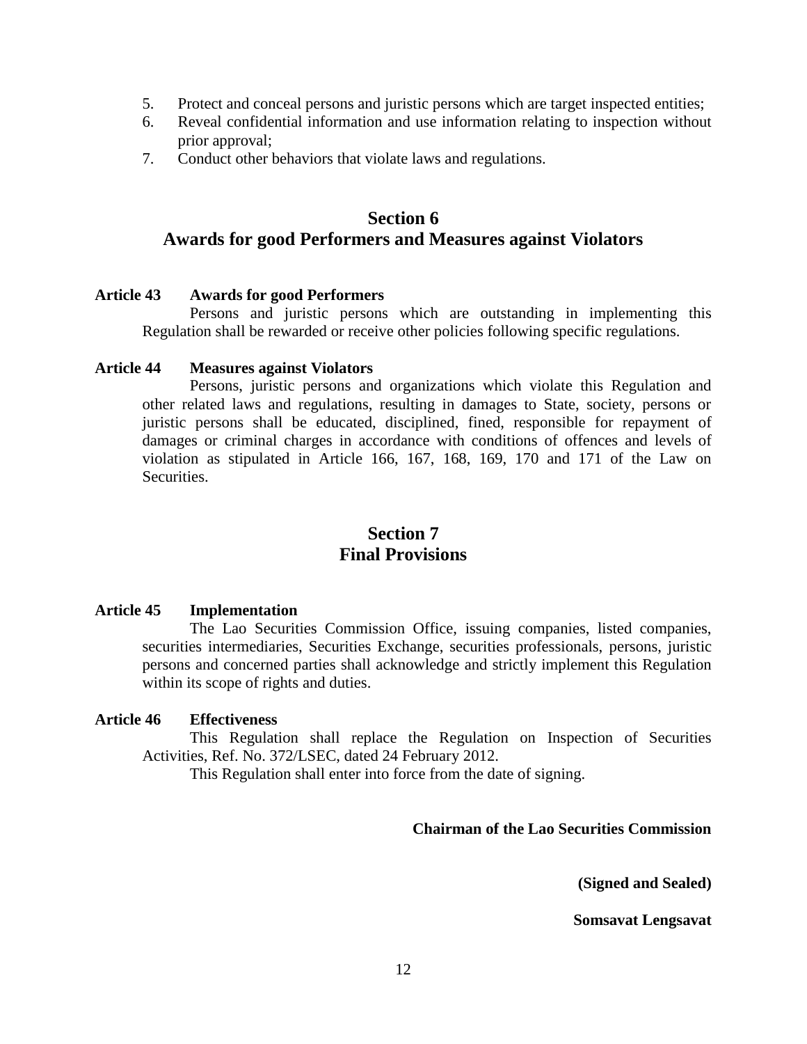5. Protect and conceal persons and juristic persons which are target inspected entities;
6. Reveal confidential information and use information relating to inspection without prior approval;
7. Conduct other behaviors that violate laws and regulations.

## Section 6
## Awards for good Performers and Measures against Violators

**Article 43 Awards for good Performers**

Persons and juristic persons which are outstanding in implementing this Regulation shall be rewarded or receive other policies following specific regulations.

**Article 44 Measures against Violators**

Persons, juristic persons and organizations which violate this Regulation and other related laws and regulations, resulting in damages to State, society, persons or juristic persons shall be educated, disciplined, fined, responsible for repayment of damages or criminal charges in accordance with conditions of offences and levels of violation as stipulated in Article 166, 167, 168, 169, 170 and 171 of the Law on Securities.

## Section 7
## Final Provisions

**Article 45 Implementation**

The Lao Securities Commission Office, issuing companies, listed companies, securities intermediaries, Securities Exchange, securities professionals, persons, juristic persons and concerned parties shall acknowledge and strictly implement this Regulation within its scope of rights and duties.

**Article 46 Effectiveness**

This Regulation shall replace the Regulation on Inspection of Securities Activities, Ref. No. 372/LSEC, dated 24 February 2012.

This Regulation shall enter into force from the date of signing.

**Chairman of the Lao Securities Commission**

**(Signed and Sealed)**

**Somsavat Lengsavat**